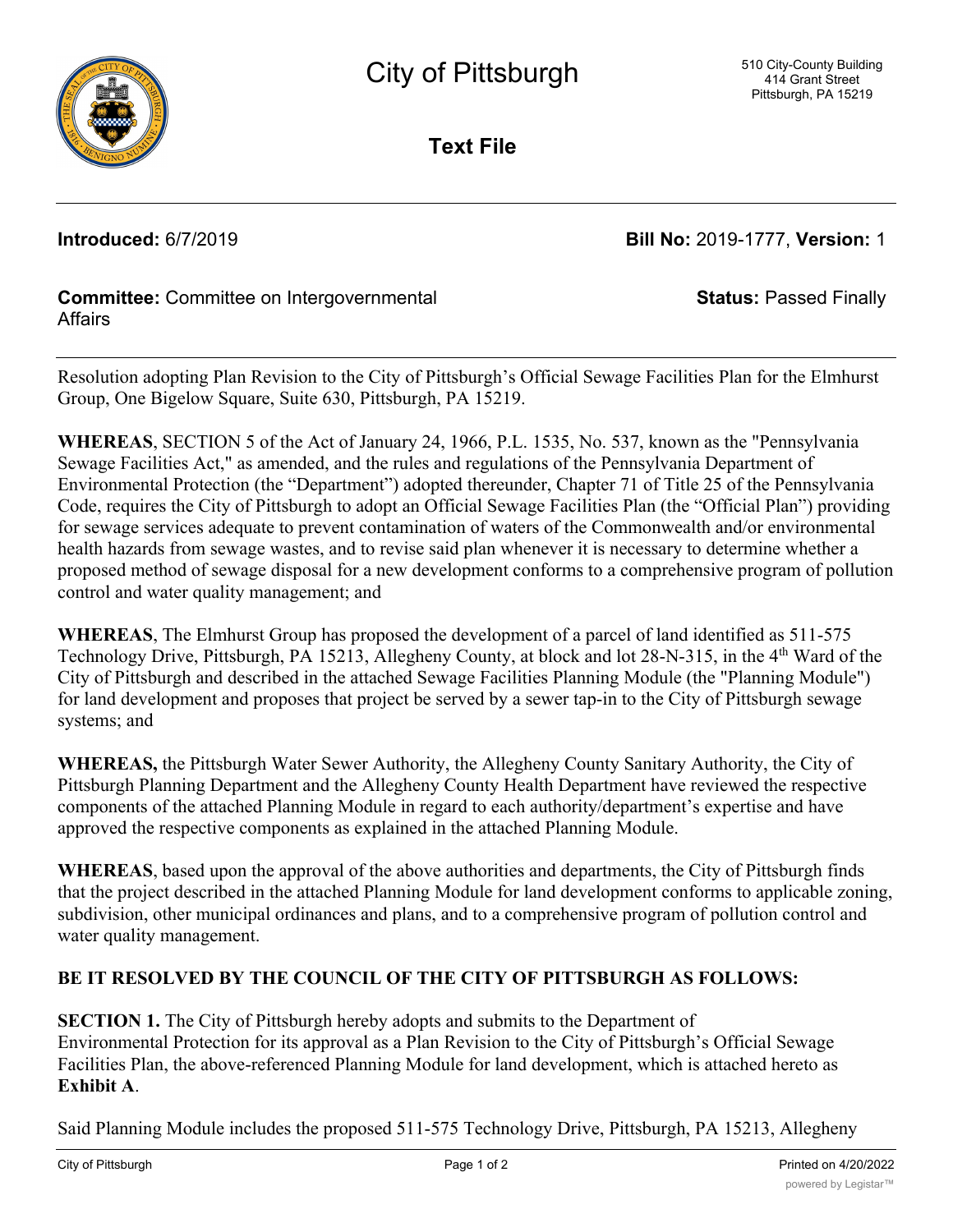# City of Pittsburgh

510 City-County Building
414 Grant Street
Pittsburgh, PA 15219

## Text File

**Introduced:** 6/7/2019 **Bill No:** 2019-1777, **Version:** 1

**Committee:** Committee on Intergovernmental Affairs **Status:** Passed Finally

Resolution adopting Plan Revision to the City of Pittsburgh's Official Sewage Facilities Plan for the Elmhurst Group, One Bigelow Square, Suite 630, Pittsburgh, PA 15219.

**WHEREAS**, SECTION 5 of the Act of January 24, 1966, P.L. 1535, No. 537, known as the "Pennsylvania Sewage Facilities Act," as amended, and the rules and regulations of the Pennsylvania Department of Environmental Protection (the "Department") adopted thereunder, Chapter 71 of Title 25 of the Pennsylvania Code, requires the City of Pittsburgh to adopt an Official Sewage Facilities Plan (the "Official Plan") providing for sewage services adequate to prevent contamination of waters of the Commonwealth and/or environmental health hazards from sewage wastes, and to revise said plan whenever it is necessary to determine whether a proposed method of sewage disposal for a new development conforms to a comprehensive program of pollution control and water quality management; and

**WHEREAS**, The Elmhurst Group has proposed the development of a parcel of land identified as 511-575 Technology Drive, Pittsburgh, PA 15213, Allegheny County, at block and lot 28-N-315, in the 4th Ward of the City of Pittsburgh and described in the attached Sewage Facilities Planning Module (the "Planning Module") for land development and proposes that project be served by a sewer tap-in to the City of Pittsburgh sewage systems; and

**WHEREAS,** the Pittsburgh Water Sewer Authority, the Allegheny County Sanitary Authority, the City of Pittsburgh Planning Department and the Allegheny County Health Department have reviewed the respective components of the attached Planning Module in regard to each authority/department's expertise and have approved the respective components as explained in the attached Planning Module.

**WHEREAS**, based upon the approval of the above authorities and departments, the City of Pittsburgh finds that the project described in the attached Planning Module for land development conforms to applicable zoning, subdivision, other municipal ordinances and plans, and to a comprehensive program of pollution control and water quality management.

**BE IT RESOLVED BY THE COUNCIL OF THE CITY OF PITTSBURGH AS FOLLOWS:**

**SECTION 1.** The City of Pittsburgh hereby adopts and submits to the Department of Environmental Protection for its approval as a Plan Revision to the City of Pittsburgh's Official Sewage Facilities Plan, the above-referenced Planning Module for land development, which is attached hereto as **Exhibit A**.

Said Planning Module includes the proposed 511-575 Technology Drive, Pittsburgh, PA 15213, Allegheny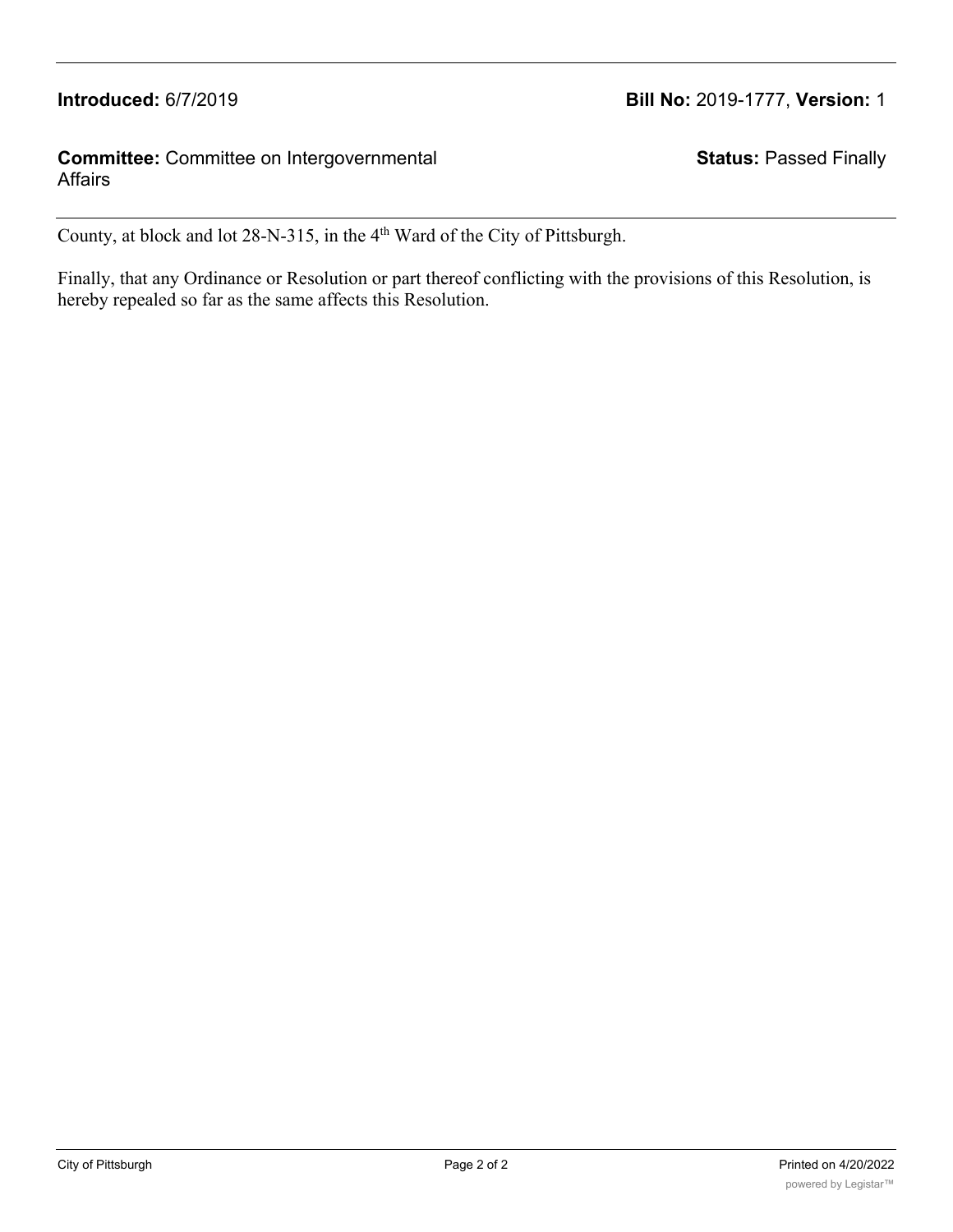**Introduced:** 6/7/2019 **Bill No:** 2019-1777, **Version:** 1

**Committee:** Committee on Intergovernmental Affairs **Status:** Passed Finally

County, at block and lot 28-N-315, in the 4th Ward of the City of Pittsburgh.

Finally, that any Ordinance or Resolution or part thereof conflicting with the provisions of this Resolution, is hereby repealed so far as the same affects this Resolution.